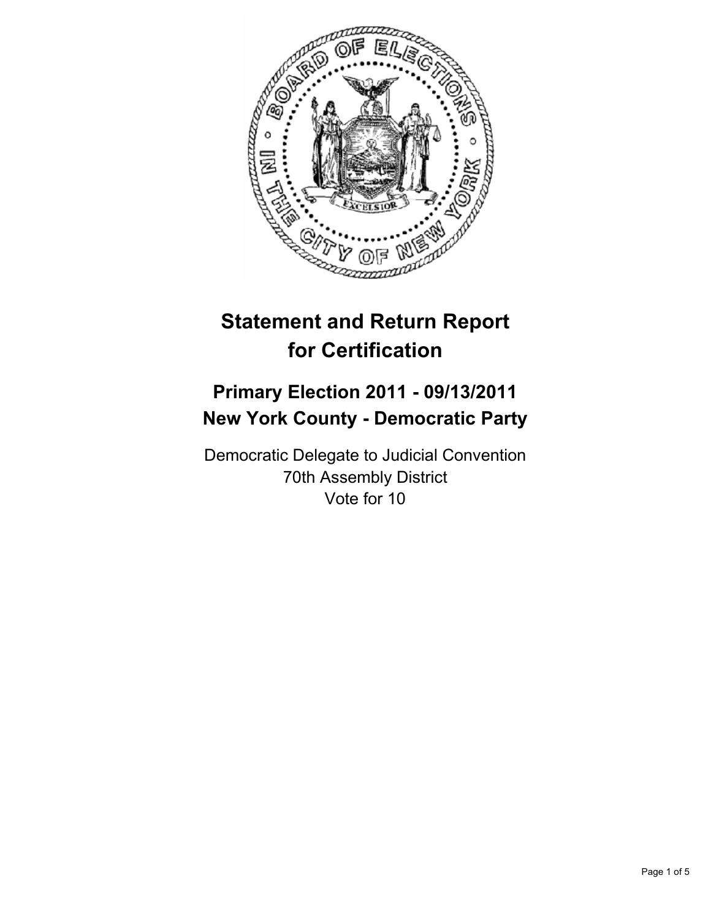# Statement and Return Report for Certification

## Primary Election 2011 - 09/13/2011
## New York County - Democratic Party

Democratic Delegate to Judicial Convention
70th Assembly District
Vote for 10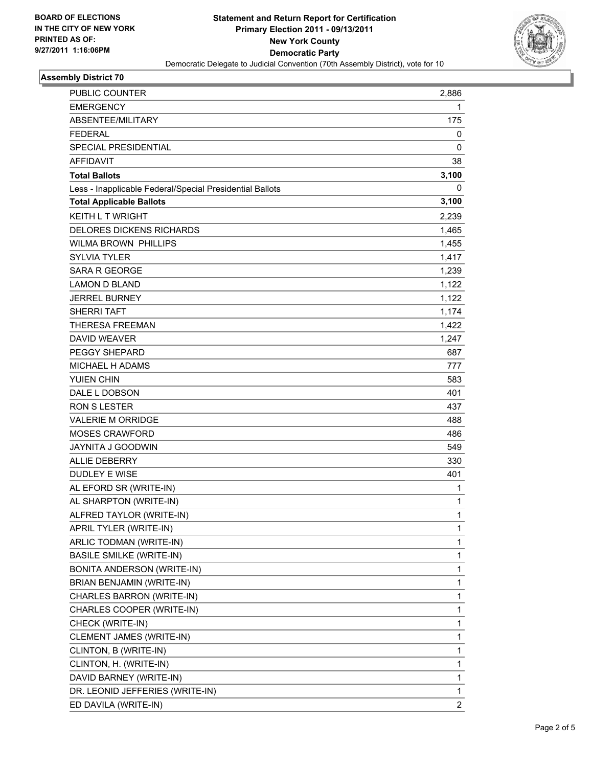**BOARD OF ELECTIONS IN THE CITY OF NEW YORK PRINTED AS OF: 9/27/2011 1:16:06PM**

# Statement and Return Report for Certification
## Primary Election 2011 - 09/13/2011
## New York County
## Democratic Party

Democratic Delegate to Judicial Convention (70th Assembly District), vote for 10

### Assembly District 70

| | |
|---|---|
| PUBLIC COUNTER | 2,886 |
| EMERGENCY | 1 |
| ABSENTEE/MILITARY | 175 |
| FEDERAL | 0 |
| SPECIAL PRESIDENTIAL | 0 |
| AFFIDAVIT | 38 |
| **Total Ballots** | **3,100** |
| Less - Inapplicable Federal/Special Presidential Ballots | 0 |
| **Total Applicable Ballots** | **3,100** |
| KEITH L T WRIGHT | 2,239 |
| DELORES DICKENS RICHARDS | 1,465 |
| WILMA BROWN PHILLIPS | 1,455 |
| SYLVIA TYLER | 1,417 |
| SARA R GEORGE | 1,239 |
| LAMON D BLAND | 1,122 |
| JERREL BURNEY | 1,122 |
| SHERRI TAFT | 1,174 |
| THERESA FREEMAN | 1,422 |
| DAVID WEAVER | 1,247 |
| PEGGY SHEPARD | 687 |
| MICHAEL H ADAMS | 777 |
| YUIEN CHIN | 583 |
| DALE L DOBSON | 401 |
| RON S LESTER | 437 |
| VALERIE M ORRIDGE | 488 |
| MOSES CRAWFORD | 486 |
| JAYNITA J GOODWIN | 549 |
| ALLIE DEBERRY | 330 |
| DUDLEY E WISE | 401 |
| AL EFORD SR (WRITE-IN) | 1 |
| AL SHARPTON (WRITE-IN) | 1 |
| ALFRED TAYLOR (WRITE-IN) | 1 |
| APRIL TYLER (WRITE-IN) | 1 |
| ARLIC TODMAN (WRITE-IN) | 1 |
| BASILE SMILKE (WRITE-IN) | 1 |
| BONITA ANDERSON (WRITE-IN) | 1 |
| BRIAN BENJAMIN (WRITE-IN) | 1 |
| CHARLES BARRON (WRITE-IN) | 1 |
| CHARLES COOPER (WRITE-IN) | 1 |
| CHECK (WRITE-IN) | 1 |
| CLEMENT JAMES (WRITE-IN) | 1 |
| CLINTON, B (WRITE-IN) | 1 |
| CLINTON, H. (WRITE-IN) | 1 |
| DAVID BARNEY (WRITE-IN) | 1 |
| DR. LEONID JEFFERIES (WRITE-IN) | 1 |
| ED DAVILA (WRITE-IN) | 2 |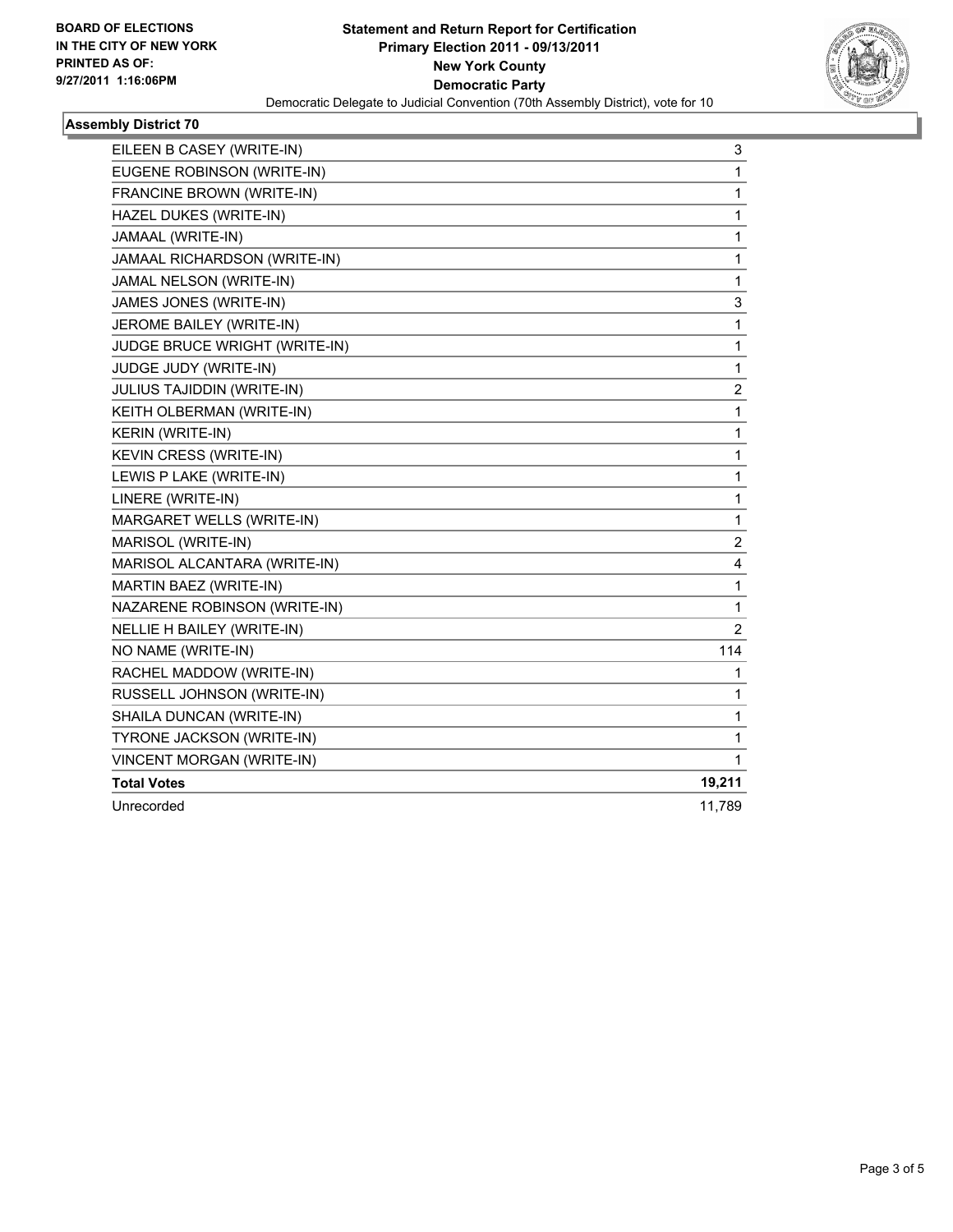**BOARD OF ELECTIONS IN THE CITY OF NEW YORK PRINTED AS OF: 9/27/2011 1:16:06PM**

**Statement and Return Report for Certification**
**Primary Election 2011 - 09/13/2011**
**New York County**
**Democratic Party**
Democratic Delegate to Judicial Convention (70th Assembly District), vote for 10

### Assembly District 70

| | |
|---|---|
| EILEEN B CASEY (WRITE-IN) | 3 |
| EUGENE ROBINSON (WRITE-IN) | 1 |
| FRANCINE BROWN (WRITE-IN) | 1 |
| HAZEL DUKES (WRITE-IN) | 1 |
| JAMAAL (WRITE-IN) | 1 |
| JAMAAL RICHARDSON (WRITE-IN) | 1 |
| JAMAL NELSON (WRITE-IN) | 1 |
| JAMES JONES (WRITE-IN) | 3 |
| JEROME BAILEY (WRITE-IN) | 1 |
| JUDGE BRUCE WRIGHT (WRITE-IN) | 1 |
| JUDGE JUDY (WRITE-IN) | 1 |
| JULIUS TAJIDDIN (WRITE-IN) | 2 |
| KEITH OLBERMAN (WRITE-IN) | 1 |
| KERIN (WRITE-IN) | 1 |
| KEVIN CRESS (WRITE-IN) | 1 |
| LEWIS P LAKE (WRITE-IN) | 1 |
| LINERE (WRITE-IN) | 1 |
| MARGARET WELLS (WRITE-IN) | 1 |
| MARISOL (WRITE-IN) | 2 |
| MARISOL ALCANTARA (WRITE-IN) | 4 |
| MARTIN BAEZ (WRITE-IN) | 1 |
| NAZARENE ROBINSON (WRITE-IN) | 1 |
| NELLIE H BAILEY (WRITE-IN) | 2 |
| NO NAME (WRITE-IN) | 114 |
| RACHEL MADDOW (WRITE-IN) | 1 |
| RUSSELL JOHNSON (WRITE-IN) | 1 |
| SHAILA DUNCAN (WRITE-IN) | 1 |
| TYRONE JACKSON (WRITE-IN) | 1 |
| VINCENT MORGAN (WRITE-IN) | 1 |
| **Total Votes** | **19,211** |
| Unrecorded | 11,789 |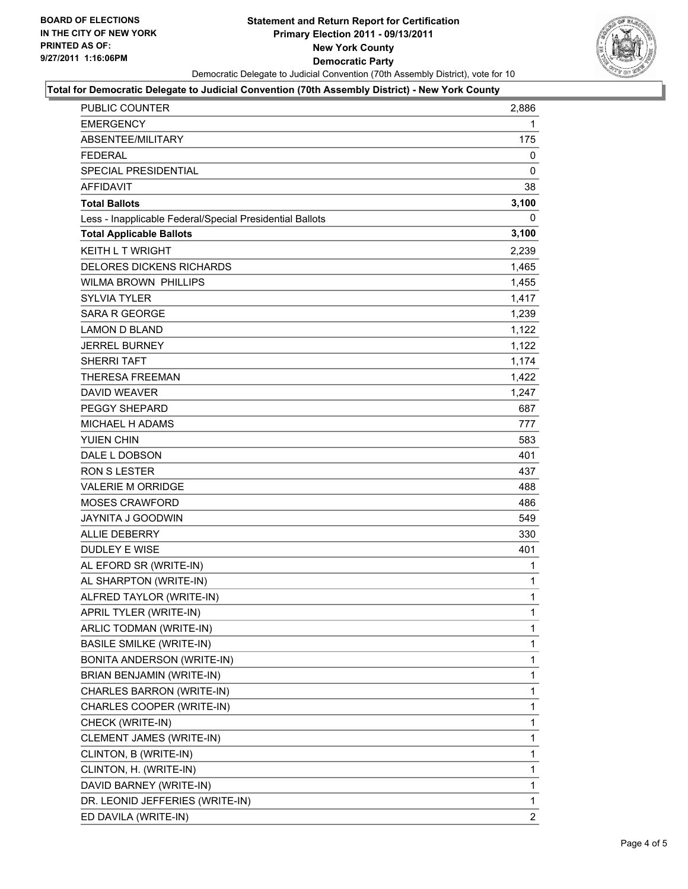**BOARD OF ELECTIONS IN THE CITY OF NEW YORK PRINTED AS OF: 9/27/2011 1:16:06PM**

# Statement and Return Report for Certification
## Primary Election 2011 - 09/13/2011
## New York County
## Democratic Party

Democratic Delegate to Judicial Convention (70th Assembly District), vote for 10

**Total for Democratic Delegate to Judicial Convention (70th Assembly District) - New York County**

| | |
|---|---|
| PUBLIC COUNTER | 2,886 |
| EMERGENCY | 1 |
| ABSENTEE/MILITARY | 175 |
| FEDERAL | 0 |
| SPECIAL PRESIDENTIAL | 0 |
| AFFIDAVIT | 38 |
| **Total Ballots** | **3,100** |
| Less - Inapplicable Federal/Special Presidential Ballots | 0 |
| **Total Applicable Ballots** | **3,100** |
| KEITH L T WRIGHT | 2,239 |
| DELORES DICKENS RICHARDS | 1,465 |
| WILMA BROWN PHILLIPS | 1,455 |
| SYLVIA TYLER | 1,417 |
| SARA R GEORGE | 1,239 |
| LAMON D BLAND | 1,122 |
| JERREL BURNEY | 1,122 |
| SHERRI TAFT | 1,174 |
| THERESA FREEMAN | 1,422 |
| DAVID WEAVER | 1,247 |
| PEGGY SHEPARD | 687 |
| MICHAEL H ADAMS | 777 |
| YUIEN CHIN | 583 |
| DALE L DOBSON | 401 |
| RON S LESTER | 437 |
| VALERIE M ORRIDGE | 488 |
| MOSES CRAWFORD | 486 |
| JAYNITA J GOODWIN | 549 |
| ALLIE DEBERRY | 330 |
| DUDLEY E WISE | 401 |
| AL EFORD SR (WRITE-IN) | 1 |
| AL SHARPTON (WRITE-IN) | 1 |
| ALFRED TAYLOR (WRITE-IN) | 1 |
| APRIL TYLER (WRITE-IN) | 1 |
| ARLIC TODMAN (WRITE-IN) | 1 |
| BASILE SMILKE (WRITE-IN) | 1 |
| BONITA ANDERSON (WRITE-IN) | 1 |
| BRIAN BENJAMIN (WRITE-IN) | 1 |
| CHARLES BARRON (WRITE-IN) | 1 |
| CHARLES COOPER (WRITE-IN) | 1 |
| CHECK (WRITE-IN) | 1 |
| CLEMENT JAMES (WRITE-IN) | 1 |
| CLINTON, B (WRITE-IN) | 1 |
| CLINTON, H. (WRITE-IN) | 1 |
| DAVID BARNEY (WRITE-IN) | 1 |
| DR. LEONID JEFFERIES (WRITE-IN) | 1 |
| ED DAVILA (WRITE-IN) | 2 |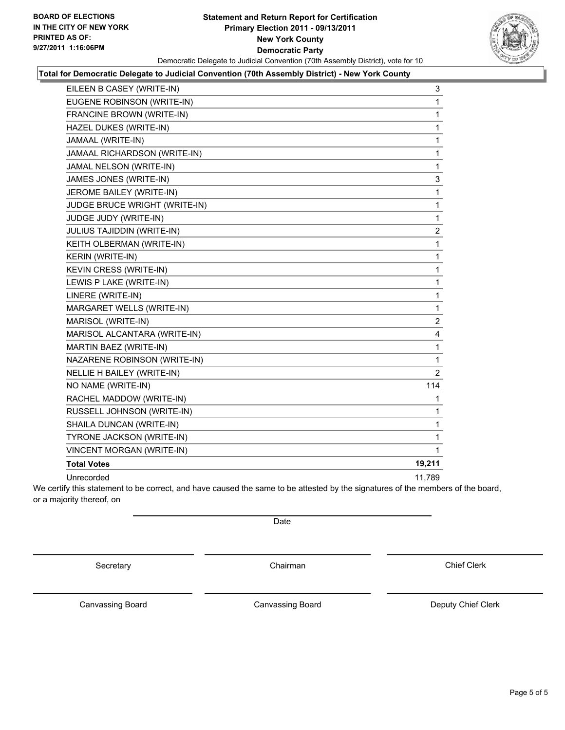**BOARD OF ELECTIONS IN THE CITY OF NEW YORK PRINTED AS OF: 9/27/2011 1:16:06PM**

**Statement and Return Report for Certification Primary Election 2011 - 09/13/2011 New York County Democratic Party**

Democratic Delegate to Judicial Convention (70th Assembly District), vote for 10

**Total for Democratic Delegate to Judicial Convention (70th Assembly District) - New York County**

| | |
|---|---|
| EILEEN B CASEY (WRITE-IN) | 3 |
| EUGENE ROBINSON (WRITE-IN) | 1 |
| FRANCINE BROWN (WRITE-IN) | 1 |
| HAZEL DUKES (WRITE-IN) | 1 |
| JAMAAL (WRITE-IN) | 1 |
| JAMAAL RICHARDSON (WRITE-IN) | 1 |
| JAMAL NELSON (WRITE-IN) | 1 |
| JAMES JONES (WRITE-IN) | 3 |
| JEROME BAILEY (WRITE-IN) | 1 |
| JUDGE BRUCE WRIGHT (WRITE-IN) | 1 |
| JUDGE JUDY (WRITE-IN) | 1 |
| JULIUS TAJIDDIN (WRITE-IN) | 2 |
| KEITH OLBERMAN (WRITE-IN) | 1 |
| KERIN (WRITE-IN) | 1 |
| KEVIN CRESS (WRITE-IN) | 1 |
| LEWIS P LAKE (WRITE-IN) | 1 |
| LINERE (WRITE-IN) | 1 |
| MARGARET WELLS (WRITE-IN) | 1 |
| MARISOL (WRITE-IN) | 2 |
| MARISOL ALCANTARA (WRITE-IN) | 4 |
| MARTIN BAEZ (WRITE-IN) | 1 |
| NAZARENE ROBINSON (WRITE-IN) | 1 |
| NELLIE H BAILEY (WRITE-IN) | 2 |
| NO NAME (WRITE-IN) | 114 |
| RACHEL MADDOW (WRITE-IN) | 1 |
| RUSSELL JOHNSON (WRITE-IN) | 1 |
| SHAILA DUNCAN (WRITE-IN) | 1 |
| TYRONE JACKSON (WRITE-IN) | 1 |
| VINCENT MORGAN (WRITE-IN) | 1 |
| **Total Votes** | **19,211** |
| Unrecorded | 11,789 |

We certify this statement to be correct, and have caused the same to be attested by the signatures of the members of the board, or a majority thereof, on

Date

Secretary    Chairman    Chief Clerk

Canvassing Board    Canvassing Board    Deputy Chief Clerk